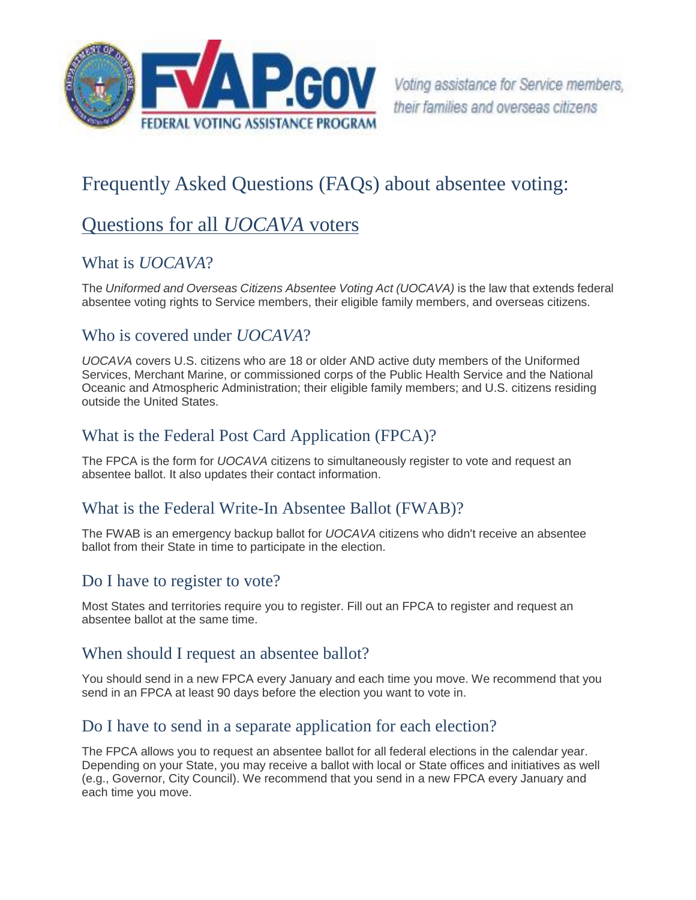# Frequently Asked Questions (FAQs) about absentee voting:

## Questions for all *UOCAVA* voters

### What is *UOCAVA*?

The *Uniformed and Overseas Citizens Absentee Voting Act (UOCAVA)* is the law that extends federal absentee voting rights to Service members, their eligible family members, and overseas citizens.

### Who is covered under *UOCAVA*?

*UOCAVA* covers U.S. citizens who are 18 or older AND active duty members of the Uniformed Services, Merchant Marine, or commissioned corps of the Public Health Service and the National Oceanic and Atmospheric Administration; their eligible family members; and U.S. citizens residing outside the United States.

### What is the Federal Post Card Application (FPCA)?

The FPCA is the form for *UOCAVA* citizens to simultaneously register to vote and request an absentee ballot. It also updates their contact information.

### What is the Federal Write-In Absentee Ballot (FWAB)?

The FWAB is an emergency backup ballot for *UOCAVA* citizens who didn't receive an absentee ballot from their State in time to participate in the election.

### Do I have to register to vote?

Most States and territories require you to register. Fill out an FPCA to register and request an absentee ballot at the same time.

### When should I request an absentee ballot?

You should send in a new FPCA every January and each time you move. We recommend that you send in an FPCA at least 90 days before the election you want to vote in.

### Do I have to send in a separate application for each election?

The FPCA allows you to request an absentee ballot for all federal elections in the calendar year. Depending on your State, you may receive a ballot with local or State offices and initiatives as well (e.g., Governor, City Council). We recommend that you send in a new FPCA every January and each time you move.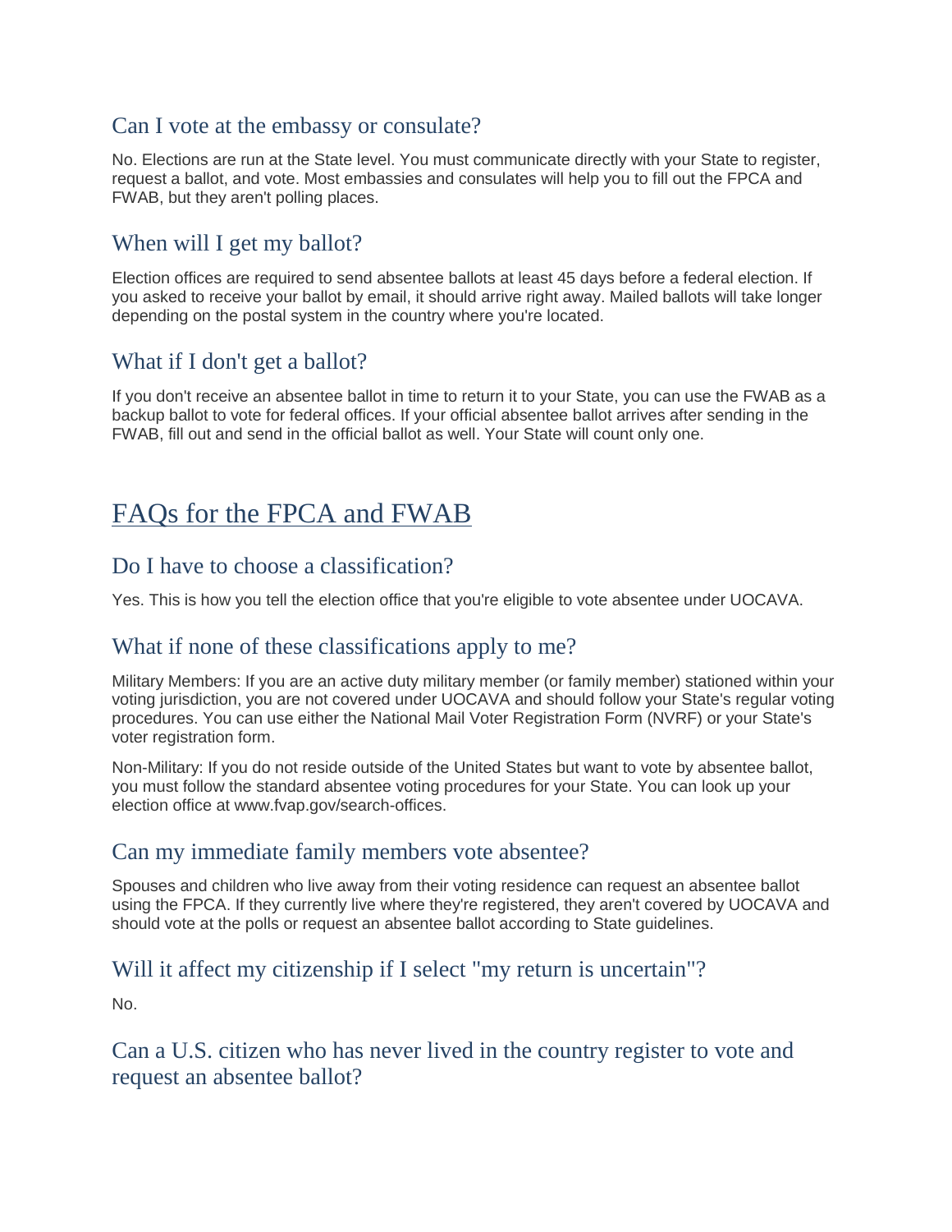### Can I vote at the embassy or consulate?

No. Elections are run at the State level. You must communicate directly with your State to register, request a ballot, and vote. Most embassies and consulates will help you to fill out the FPCA and FWAB, but they aren't polling places.

### When will I get my ballot?

Election offices are required to send absentee ballots at least 45 days before a federal election. If you asked to receive your ballot by email, it should arrive right away. Mailed ballots will take longer depending on the postal system in the country where you're located.

### What if I don't get a ballot?

If you don't receive an absentee ballot in time to return it to your State, you can use the FWAB as a backup ballot to vote for federal offices. If your official absentee ballot arrives after sending in the FWAB, fill out and send in the official ballot as well. Your State will count only one.

## FAQs for the FPCA and FWAB

### Do I have to choose a classification?

Yes. This is how you tell the election office that you're eligible to vote absentee under UOCAVA.

### What if none of these classifications apply to me?

Military Members: If you are an active duty military member (or family member) stationed within your voting jurisdiction, you are not covered under UOCAVA and should follow your State's regular voting procedures. You can use either the National Mail Voter Registration Form (NVRF) or your State's voter registration form.

Non-Military: If you do not reside outside of the United States but want to vote by absentee ballot, you must follow the standard absentee voting procedures for your State. You can look up your election office at www.fvap.gov/search-offices.

### Can my immediate family members vote absentee?

Spouses and children who live away from their voting residence can request an absentee ballot using the FPCA. If they currently live where they're registered, they aren't covered by UOCAVA and should vote at the polls or request an absentee ballot according to State guidelines.

### Will it affect my citizenship if I select "my return is uncertain"?

No.

### Can a U.S. citizen who has never lived in the country register to vote and request an absentee ballot?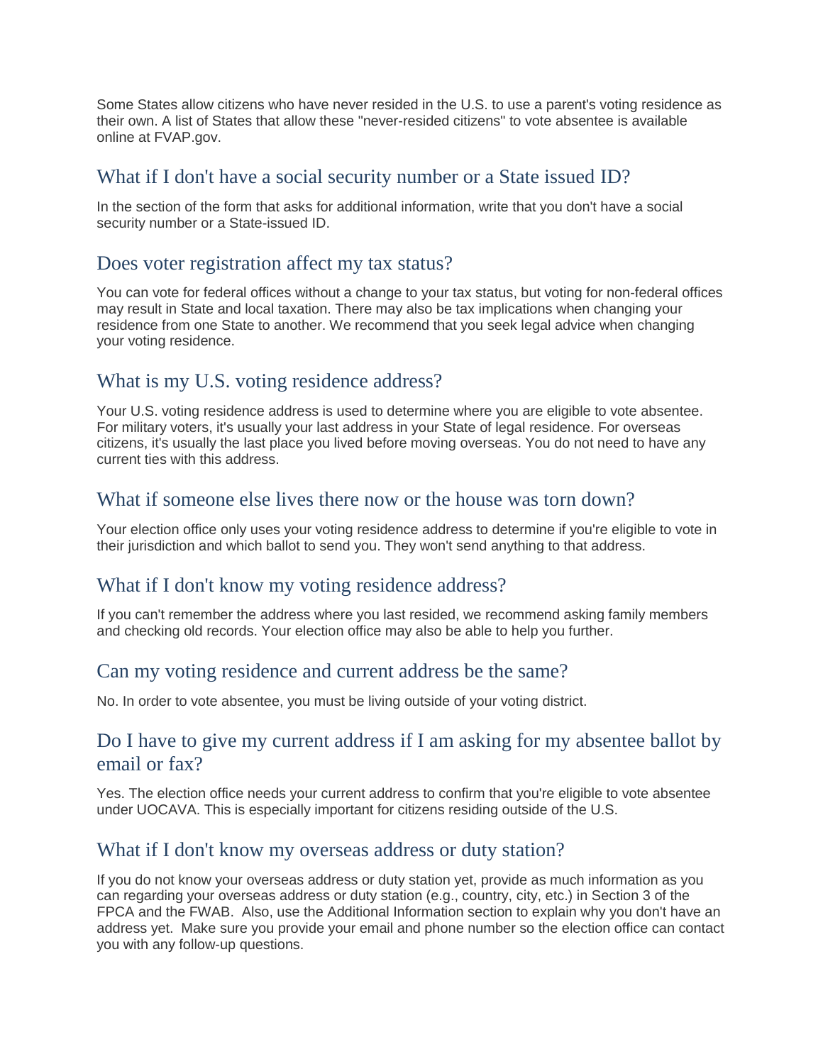Some States allow citizens who have never resided in the U.S. to use a parent's voting residence as their own. A list of States that allow these "never-resided citizens" to vote absentee is available online at FVAP.gov.

## What if I don't have a social security number or a State issued ID?

In the section of the form that asks for additional information, write that you don't have a social security number or a State-issued ID.

## Does voter registration affect my tax status?

You can vote for federal offices without a change to your tax status, but voting for non-federal offices may result in State and local taxation. There may also be tax implications when changing your residence from one State to another. We recommend that you seek legal advice when changing your voting residence.

## What is my U.S. voting residence address?

Your U.S. voting residence address is used to determine where you are eligible to vote absentee. For military voters, it's usually your last address in your State of legal residence. For overseas citizens, it's usually the last place you lived before moving overseas. You do not need to have any current ties with this address.

## What if someone else lives there now or the house was torn down?

Your election office only uses your voting residence address to determine if you're eligible to vote in their jurisdiction and which ballot to send you. They won't send anything to that address.

## What if I don't know my voting residence address?

If you can't remember the address where you last resided, we recommend asking family members and checking old records. Your election office may also be able to help you further.

## Can my voting residence and current address be the same?

No. In order to vote absentee, you must be living outside of your voting district.

## Do I have to give my current address if I am asking for my absentee ballot by email or fax?

Yes. The election office needs your current address to confirm that you're eligible to vote absentee under UOCAVA. This is especially important for citizens residing outside of the U.S.

## What if I don't know my overseas address or duty station?

If you do not know your overseas address or duty station yet, provide as much information as you can regarding your overseas address or duty station (e.g., country, city, etc.) in Section 3 of the FPCA and the FWAB. Also, use the Additional Information section to explain why you don't have an address yet. Make sure you provide your email and phone number so the election office can contact you with any follow-up questions.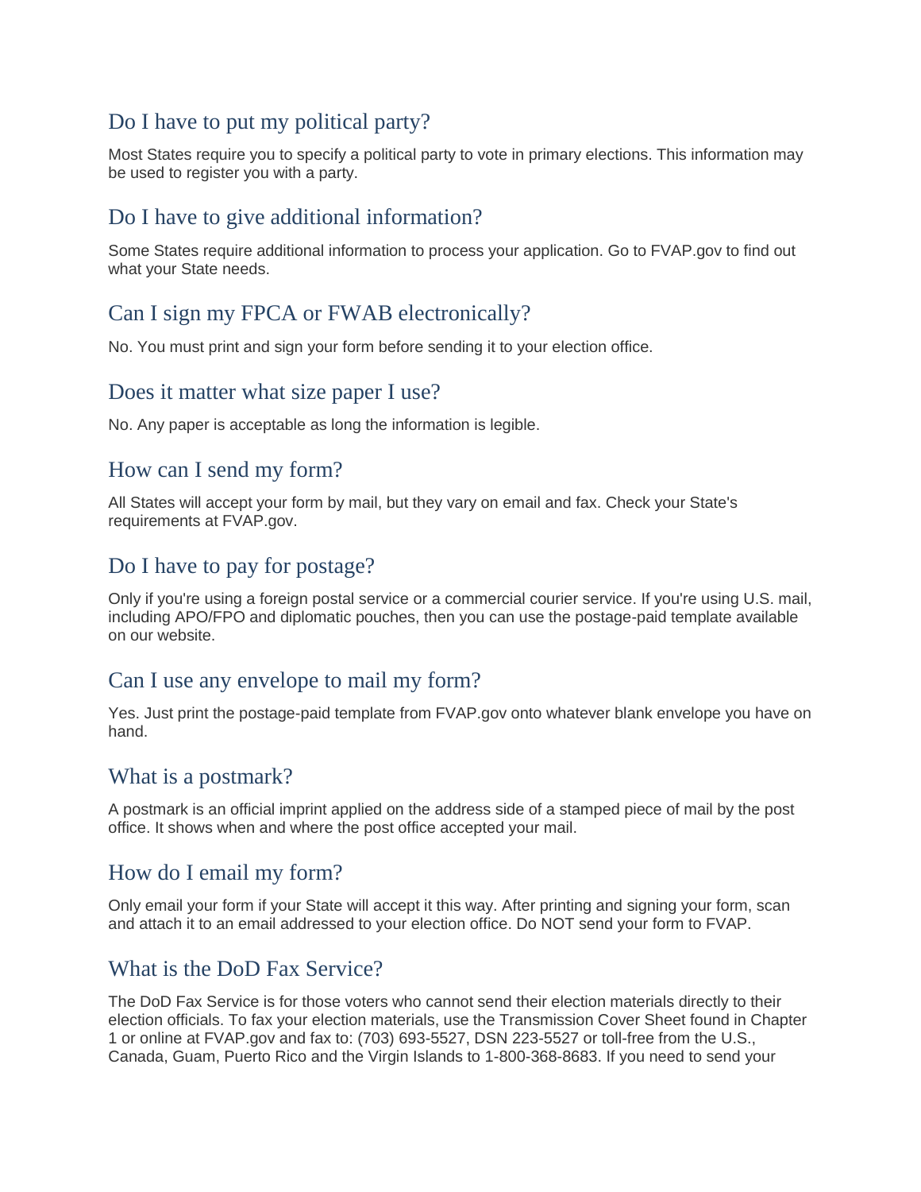## Do I have to put my political party?

Most States require you to specify a political party to vote in primary elections. This information may be used to register you with a party.

## Do I have to give additional information?

Some States require additional information to process your application. Go to FVAP.gov to find out what your State needs.

## Can I sign my FPCA or FWAB electronically?

No. You must print and sign your form before sending it to your election office.

## Does it matter what size paper I use?

No. Any paper is acceptable as long the information is legible.

## How can I send my form?

All States will accept your form by mail, but they vary on email and fax. Check your State's requirements at FVAP.gov.

## Do I have to pay for postage?

Only if you're using a foreign postal service or a commercial courier service. If you're using U.S. mail, including APO/FPO and diplomatic pouches, then you can use the postage-paid template available on our website.

## Can I use any envelope to mail my form?

Yes. Just print the postage-paid template from FVAP.gov onto whatever blank envelope you have on hand.

## What is a postmark?

A postmark is an official imprint applied on the address side of a stamped piece of mail by the post office. It shows when and where the post office accepted your mail.

## How do I email my form?

Only email your form if your State will accept it this way. After printing and signing your form, scan and attach it to an email addressed to your election office. Do NOT send your form to FVAP.

## What is the DoD Fax Service?

The DoD Fax Service is for those voters who cannot send their election materials directly to their election officials. To fax your election materials, use the Transmission Cover Sheet found in Chapter 1 or online at FVAP.gov and fax to: (703) 693-5527, DSN 223-5527 or toll-free from the U.S., Canada, Guam, Puerto Rico and the Virgin Islands to 1-800-368-8683. If you need to send your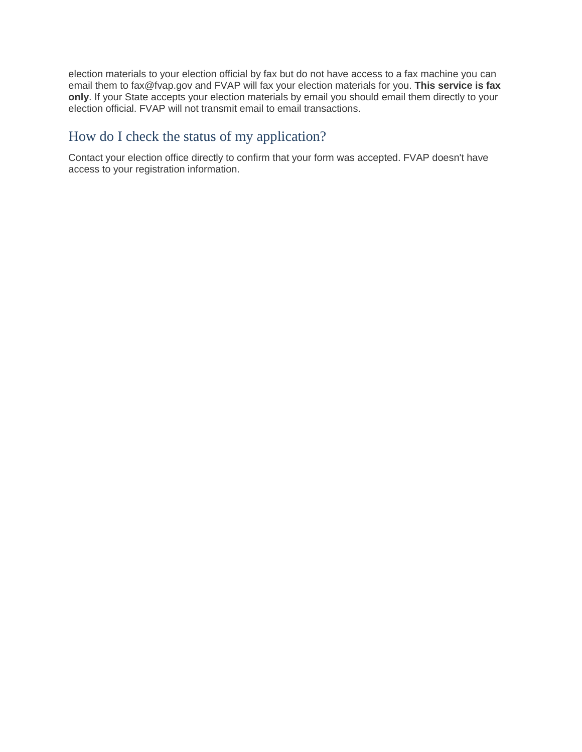election materials to your election official by fax but do not have access to a fax machine you can email them to fax@fvap.gov and FVAP will fax your election materials for you. **This service is fax only**. If your State accepts your election materials by email you should email them directly to your election official. FVAP will not transmit email to email transactions.

## How do I check the status of my application?

Contact your election office directly to confirm that your form was accepted. FVAP doesn't have access to your registration information.